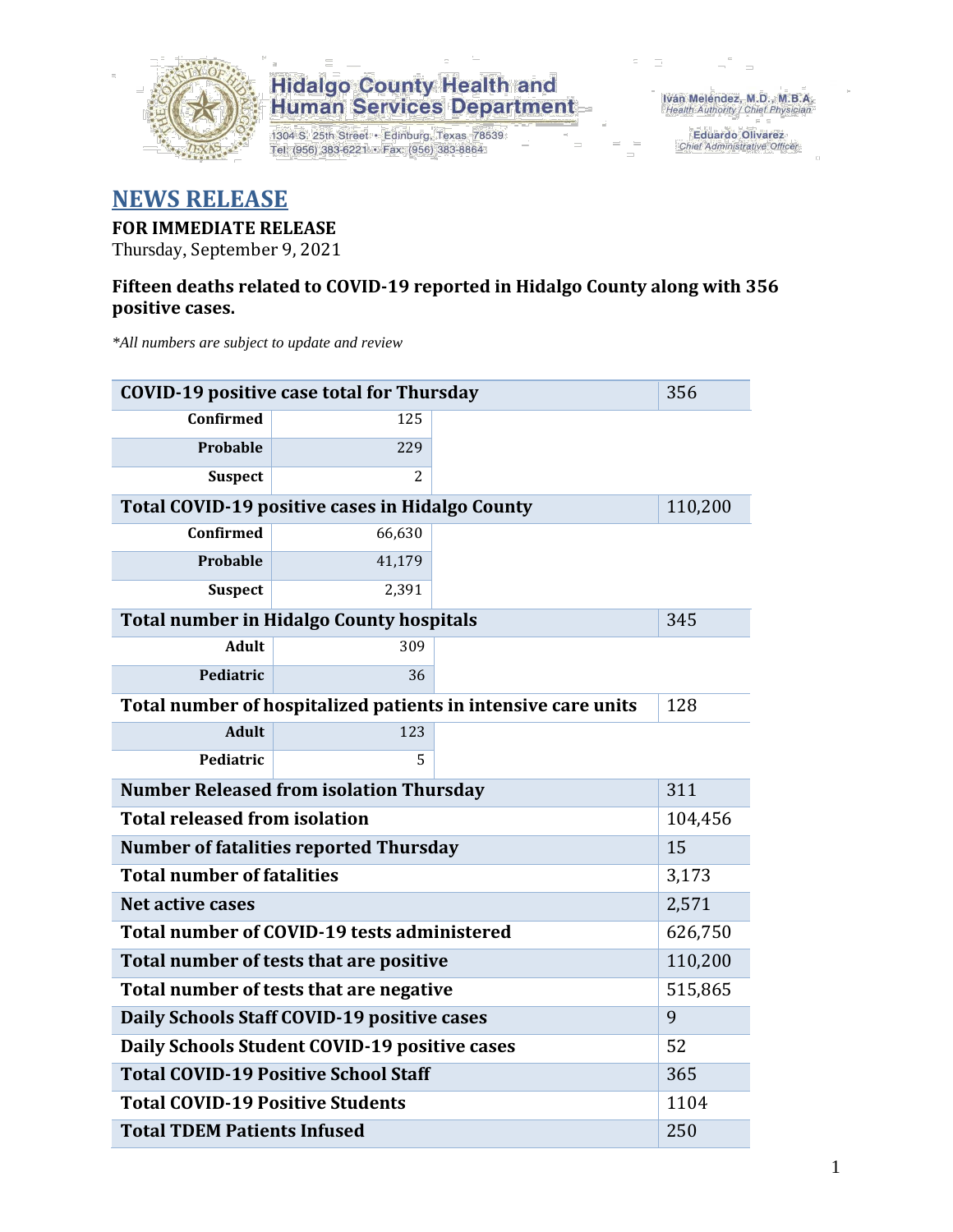Hidalgo County Health and Human Services Department

1304 S. 25th Street • Edinburg, Texas 78539
Tel: (956) 383-6221 • Fax: (956) 383-8864

Iván Meléndez, M.D., M.B.A.
Health Authority / Chief Physician

Eduardo Olivarez
Chief Administrative Officer

# NEWS RELEASE

**FOR IMMEDIATE RELEASE**
Thursday, September 9, 2021

**Fifteen deaths related to COVID-19 reported in Hidalgo County along with 356 positive cases.**

*\*All numbers are subject to update and review*

| | | |
|---|---|---|
| **COVID-19 positive case total for Thursday** | | 356 |
| **Confirmed** | 125 | |
| **Probable** | 229 | |
| **Suspect** | 2 | |
| **Total COVID-19 positive cases in Hidalgo County** | | 110,200 |
| **Confirmed** | 66,630 | |
| **Probable** | 41,179 | |
| **Suspect** | 2,391 | |
| **Total number in Hidalgo County hospitals** | | 345 |
| **Adult** | 309 | |
| **Pediatric** | 36 | |
| **Total number of hospitalized patients in intensive care units** | | 128 |
| **Adult** | 123 | |
| **Pediatric** | 5 | |
| **Number Released from isolation Thursday** | | 311 |
| **Total released from isolation** | | 104,456 |
| **Number of fatalities reported Thursday** | | 15 |
| **Total number of fatalities** | | 3,173 |
| **Net active cases** | | 2,571 |
| **Total number of COVID-19 tests administered** | | 626,750 |
| **Total number of tests that are positive** | | 110,200 |
| **Total number of tests that are negative** | | 515,865 |
| **Daily Schools Staff COVID-19 positive cases** | | 9 |
| **Daily Schools Student COVID-19 positive cases** | | 52 |
| **Total COVID-19 Positive School Staff** | | 365 |
| **Total COVID-19 Positive Students** | | 1104 |
| **Total TDEM Patients Infused** | | 250 |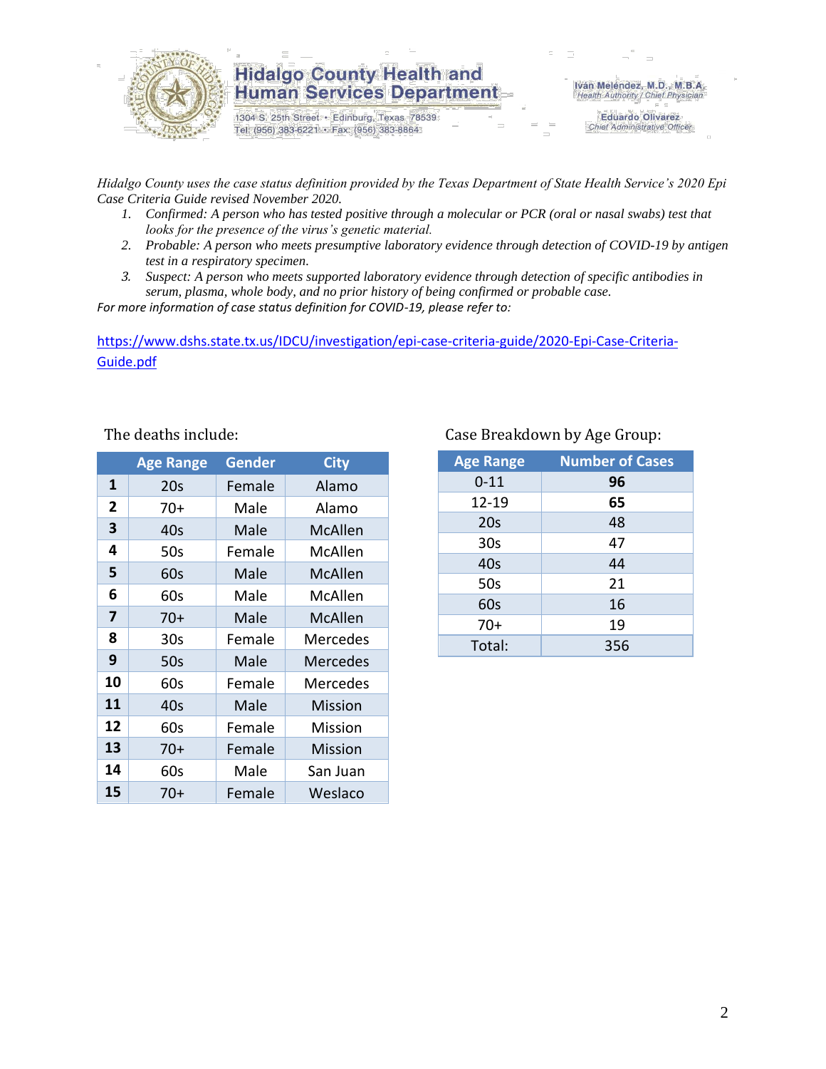# Hidalgo County Health and Human Services Department

1304 S. 25th Street • Edinburg, Texas 78539
Tel: (956) 383-6221 • Fax: (956) 383-8864

Iván Meléndez, M.D., M.B.A.
Health Authority / Chief Physician

Eduardo Olivarez
Chief Administrative Officer

*Hidalgo County uses the case status definition provided by the Texas Department of State Health Service's 2020 Epi Case Criteria Guide revised November 2020.*

1. *Confirmed: A person who has tested positive through a molecular or PCR (oral or nasal swabs) test that looks for the presence of the virus's genetic material.*
2. *Probable: A person who meets presumptive laboratory evidence through detection of COVID-19 by antigen test in a respiratory specimen.*
3. *Suspect: A person who meets supported laboratory evidence through detection of specific antibodies in serum, plasma, whole body, and no prior history of being confirmed or probable case.*

*For more information of case status definition for COVID-19, please refer to:*

https://www.dshs.state.tx.us/IDCU/investigation/epi-case-criteria-guide/2020-Epi-Case-Criteria-Guide.pdf

The deaths include:

| | Age Range | Gender | City |
|---|---|---|---|
| **1** | 20s | Female | Alamo |
| **2** | 70+ | Male | Alamo |
| **3** | 40s | Male | McAllen |
| **4** | 50s | Female | McAllen |
| **5** | 60s | Male | McAllen |
| **6** | 60s | Male | McAllen |
| **7** | 70+ | Male | McAllen |
| **8** | 30s | Female | Mercedes |
| **9** | 50s | Male | Mercedes |
| **10** | 60s | Female | Mercedes |
| **11** | 40s | Male | Mission |
| **12** | 60s | Female | Mission |
| **13** | 70+ | Female | Mission |
| **14** | 60s | Male | San Juan |
| **15** | 70+ | Female | Weslaco |

Case Breakdown by Age Group:

| Age Range | Number of Cases |
|---|---|
| 0-11 | **96** |
| 12-19 | **65** |
| 20s | 48 |
| 30s | 47 |
| 40s | 44 |
| 50s | 21 |
| 60s | 16 |
| 70+ | 19 |
| Total: | 356 |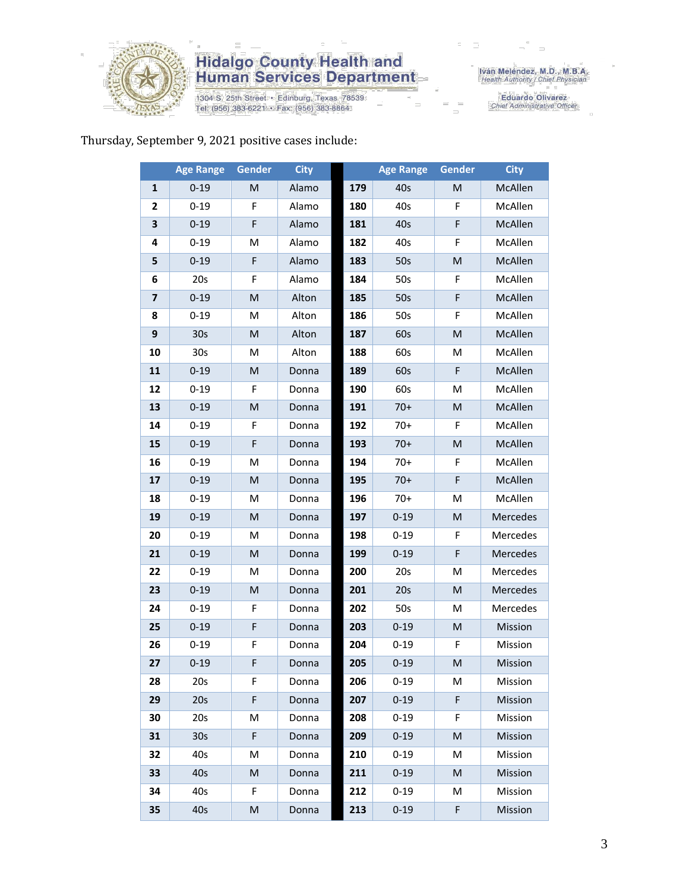Thursday, September 9, 2021 positive cases include:

| | Age Range | Gender | City | | Age Range | Gender | City |
|---|---|---|---|---|---|---|---|
| 1 | 0-19 | M | Alamo | 179 | 40s | M | McAllen |
| 2 | 0-19 | F | Alamo | 180 | 40s | F | McAllen |
| 3 | 0-19 | F | Alamo | 181 | 40s | F | McAllen |
| 4 | 0-19 | M | Alamo | 182 | 40s | F | McAllen |
| 5 | 0-19 | F | Alamo | 183 | 50s | M | McAllen |
| 6 | 20s | F | Alamo | 184 | 50s | F | McAllen |
| 7 | 0-19 | M | Alton | 185 | 50s | F | McAllen |
| 8 | 0-19 | M | Alton | 186 | 50s | F | McAllen |
| 9 | 30s | M | Alton | 187 | 60s | M | McAllen |
| 10 | 30s | M | Alton | 188 | 60s | M | McAllen |
| 11 | 0-19 | M | Donna | 189 | 60s | F | McAllen |
| 12 | 0-19 | F | Donna | 190 | 60s | M | McAllen |
| 13 | 0-19 | M | Donna | 191 | 70+ | M | McAllen |
| 14 | 0-19 | F | Donna | 192 | 70+ | F | McAllen |
| 15 | 0-19 | F | Donna | 193 | 70+ | M | McAllen |
| 16 | 0-19 | M | Donna | 194 | 70+ | F | McAllen |
| 17 | 0-19 | M | Donna | 195 | 70+ | F | McAllen |
| 18 | 0-19 | M | Donna | 196 | 70+ | M | McAllen |
| 19 | 0-19 | M | Donna | 197 | 0-19 | M | Mercedes |
| 20 | 0-19 | M | Donna | 198 | 0-19 | F | Mercedes |
| 21 | 0-19 | M | Donna | 199 | 0-19 | F | Mercedes |
| 22 | 0-19 | M | Donna | 200 | 20s | M | Mercedes |
| 23 | 0-19 | M | Donna | 201 | 20s | M | Mercedes |
| 24 | 0-19 | F | Donna | 202 | 50s | M | Mercedes |
| 25 | 0-19 | F | Donna | 203 | 0-19 | M | Mission |
| 26 | 0-19 | F | Donna | 204 | 0-19 | F | Mission |
| 27 | 0-19 | F | Donna | 205 | 0-19 | M | Mission |
| 28 | 20s | F | Donna | 206 | 0-19 | M | Mission |
| 29 | 20s | F | Donna | 207 | 0-19 | F | Mission |
| 30 | 20s | M | Donna | 208 | 0-19 | F | Mission |
| 31 | 30s | F | Donna | 209 | 0-19 | M | Mission |
| 32 | 40s | M | Donna | 210 | 0-19 | M | Mission |
| 33 | 40s | M | Donna | 211 | 0-19 | M | Mission |
| 34 | 40s | F | Donna | 212 | 0-19 | M | Mission |
| 35 | 40s | M | Donna | 213 | 0-19 | F | Mission |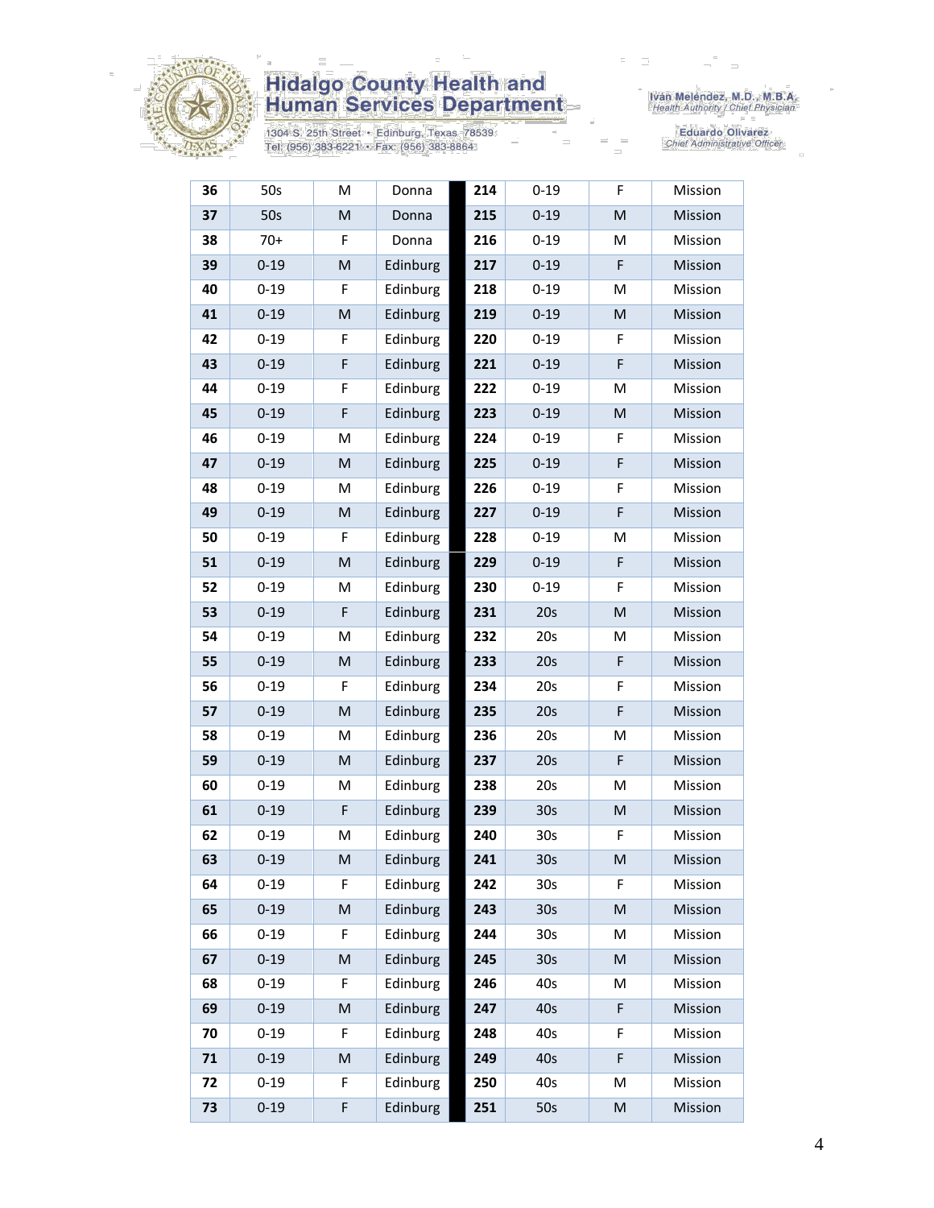| | | | | | | | | |
|---|---|---|---|---|---|---|---|---|
| **36** | 50s | M | Donna | | **214** | 0-19 | F | Mission |
| **37** | 50s | M | Donna | | **215** | 0-19 | M | Mission |
| **38** | 70+ | F | Donna | | **216** | 0-19 | M | Mission |
| **39** | 0-19 | M | Edinburg | | **217** | 0-19 | F | Mission |
| **40** | 0-19 | F | Edinburg | | **218** | 0-19 | M | Mission |
| **41** | 0-19 | M | Edinburg | | **219** | 0-19 | M | Mission |
| **42** | 0-19 | F | Edinburg | | **220** | 0-19 | F | Mission |
| **43** | 0-19 | F | Edinburg | | **221** | 0-19 | F | Mission |
| **44** | 0-19 | F | Edinburg | | **222** | 0-19 | M | Mission |
| **45** | 0-19 | F | Edinburg | | **223** | 0-19 | M | Mission |
| **46** | 0-19 | M | Edinburg | | **224** | 0-19 | F | Mission |
| **47** | 0-19 | M | Edinburg | | **225** | 0-19 | F | Mission |
| **48** | 0-19 | M | Edinburg | | **226** | 0-19 | F | Mission |
| **49** | 0-19 | M | Edinburg | | **227** | 0-19 | F | Mission |
| **50** | 0-19 | F | Edinburg | | **228** | 0-19 | M | Mission |
| **51** | 0-19 | M | Edinburg | | **229** | 0-19 | F | Mission |
| **52** | 0-19 | M | Edinburg | | **230** | 0-19 | F | Mission |
| **53** | 0-19 | F | Edinburg | | **231** | 20s | M | Mission |
| **54** | 0-19 | M | Edinburg | | **232** | 20s | M | Mission |
| **55** | 0-19 | M | Edinburg | | **233** | 20s | F | Mission |
| **56** | 0-19 | F | Edinburg | | **234** | 20s | F | Mission |
| **57** | 0-19 | M | Edinburg | | **235** | 20s | F | Mission |
| **58** | 0-19 | M | Edinburg | | **236** | 20s | M | Mission |
| **59** | 0-19 | M | Edinburg | | **237** | 20s | F | Mission |
| **60** | 0-19 | M | Edinburg | | **238** | 20s | M | Mission |
| **61** | 0-19 | F | Edinburg | | **239** | 30s | M | Mission |
| **62** | 0-19 | M | Edinburg | | **240** | 30s | F | Mission |
| **63** | 0-19 | M | Edinburg | | **241** | 30s | M | Mission |
| **64** | 0-19 | F | Edinburg | | **242** | 30s | F | Mission |
| **65** | 0-19 | M | Edinburg | | **243** | 30s | M | Mission |
| **66** | 0-19 | F | Edinburg | | **244** | 30s | M | Mission |
| **67** | 0-19 | M | Edinburg | | **245** | 30s | M | Mission |
| **68** | 0-19 | F | Edinburg | | **246** | 40s | M | Mission |
| **69** | 0-19 | M | Edinburg | | **247** | 40s | F | Mission |
| **70** | 0-19 | F | Edinburg | | **248** | 40s | F | Mission |
| **71** | 0-19 | M | Edinburg | | **249** | 40s | F | Mission |
| **72** | 0-19 | F | Edinburg | | **250** | 40s | M | Mission |
| **73** | 0-19 | F | Edinburg | | **251** | 50s | M | Mission |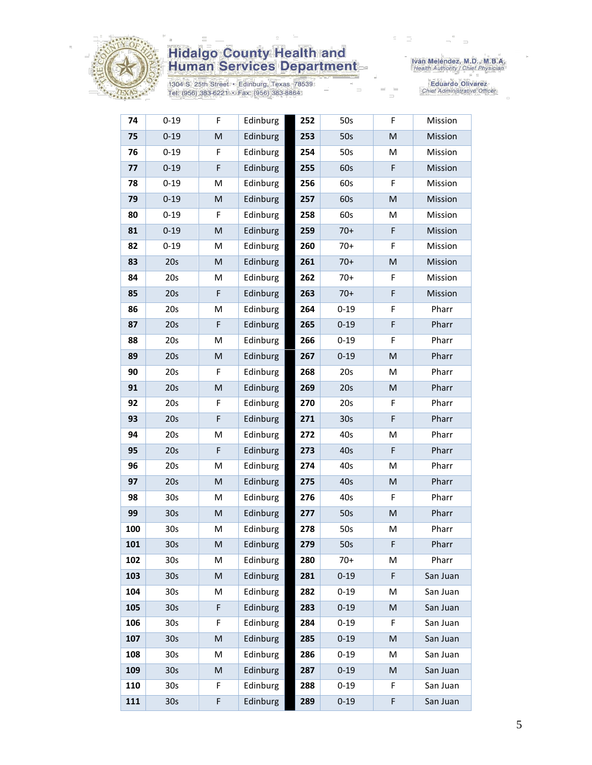# Hidalgo County Health and Human Services Department

1304 S. 25th Street • Edinburg, Texas 78539
Tel: (956) 383-6221 • Fax: (956) 383-8864

Iván Meléndez, M.D., M.B.A.
*Health Authority / Chief Physician*

Eduardo Olivarez
*Chief Administrative Officer*

| | | | | | | | |
|---|---|---|---|---|---|---|---|
| **74** | 0-19 | F | Edinburg | **252** | 50s | F | Mission |
| **75** | 0-19 | M | Edinburg | **253** | 50s | M | Mission |
| **76** | 0-19 | F | Edinburg | **254** | 50s | M | Mission |
| **77** | 0-19 | F | Edinburg | **255** | 60s | F | Mission |
| **78** | 0-19 | M | Edinburg | **256** | 60s | F | Mission |
| **79** | 0-19 | M | Edinburg | **257** | 60s | M | Mission |
| **80** | 0-19 | F | Edinburg | **258** | 60s | M | Mission |
| **81** | 0-19 | M | Edinburg | **259** | 70+ | F | Mission |
| **82** | 0-19 | M | Edinburg | **260** | 70+ | F | Mission |
| **83** | 20s | M | Edinburg | **261** | 70+ | M | Mission |
| **84** | 20s | M | Edinburg | **262** | 70+ | F | Mission |
| **85** | 20s | F | Edinburg | **263** | 70+ | F | Mission |
| **86** | 20s | M | Edinburg | **264** | 0-19 | F | Pharr |
| **87** | 20s | F | Edinburg | **265** | 0-19 | F | Pharr |
| **88** | 20s | M | Edinburg | **266** | 0-19 | F | Pharr |
| **89** | 20s | M | Edinburg | **267** | 0-19 | M | Pharr |
| **90** | 20s | F | Edinburg | **268** | 20s | M | Pharr |
| **91** | 20s | M | Edinburg | **269** | 20s | M | Pharr |
| **92** | 20s | F | Edinburg | **270** | 20s | F | Pharr |
| **93** | 20s | F | Edinburg | **271** | 30s | F | Pharr |
| **94** | 20s | M | Edinburg | **272** | 40s | M | Pharr |
| **95** | 20s | F | Edinburg | **273** | 40s | F | Pharr |
| **96** | 20s | M | Edinburg | **274** | 40s | M | Pharr |
| **97** | 20s | M | Edinburg | **275** | 40s | M | Pharr |
| **98** | 30s | M | Edinburg | **276** | 40s | F | Pharr |
| **99** | 30s | M | Edinburg | **277** | 50s | M | Pharr |
| **100** | 30s | M | Edinburg | **278** | 50s | M | Pharr |
| **101** | 30s | M | Edinburg | **279** | 50s | F | Pharr |
| **102** | 30s | M | Edinburg | **280** | 70+ | M | Pharr |
| **103** | 30s | M | Edinburg | **281** | 0-19 | F | San Juan |
| **104** | 30s | M | Edinburg | **282** | 0-19 | M | San Juan |
| **105** | 30s | F | Edinburg | **283** | 0-19 | M | San Juan |
| **106** | 30s | F | Edinburg | **284** | 0-19 | F | San Juan |
| **107** | 30s | M | Edinburg | **285** | 0-19 | M | San Juan |
| **108** | 30s | M | Edinburg | **286** | 0-19 | M | San Juan |
| **109** | 30s | M | Edinburg | **287** | 0-19 | M | San Juan |
| **110** | 30s | F | Edinburg | **288** | 0-19 | F | San Juan |
| **111** | 30s | F | Edinburg | **289** | 0-19 | F | San Juan |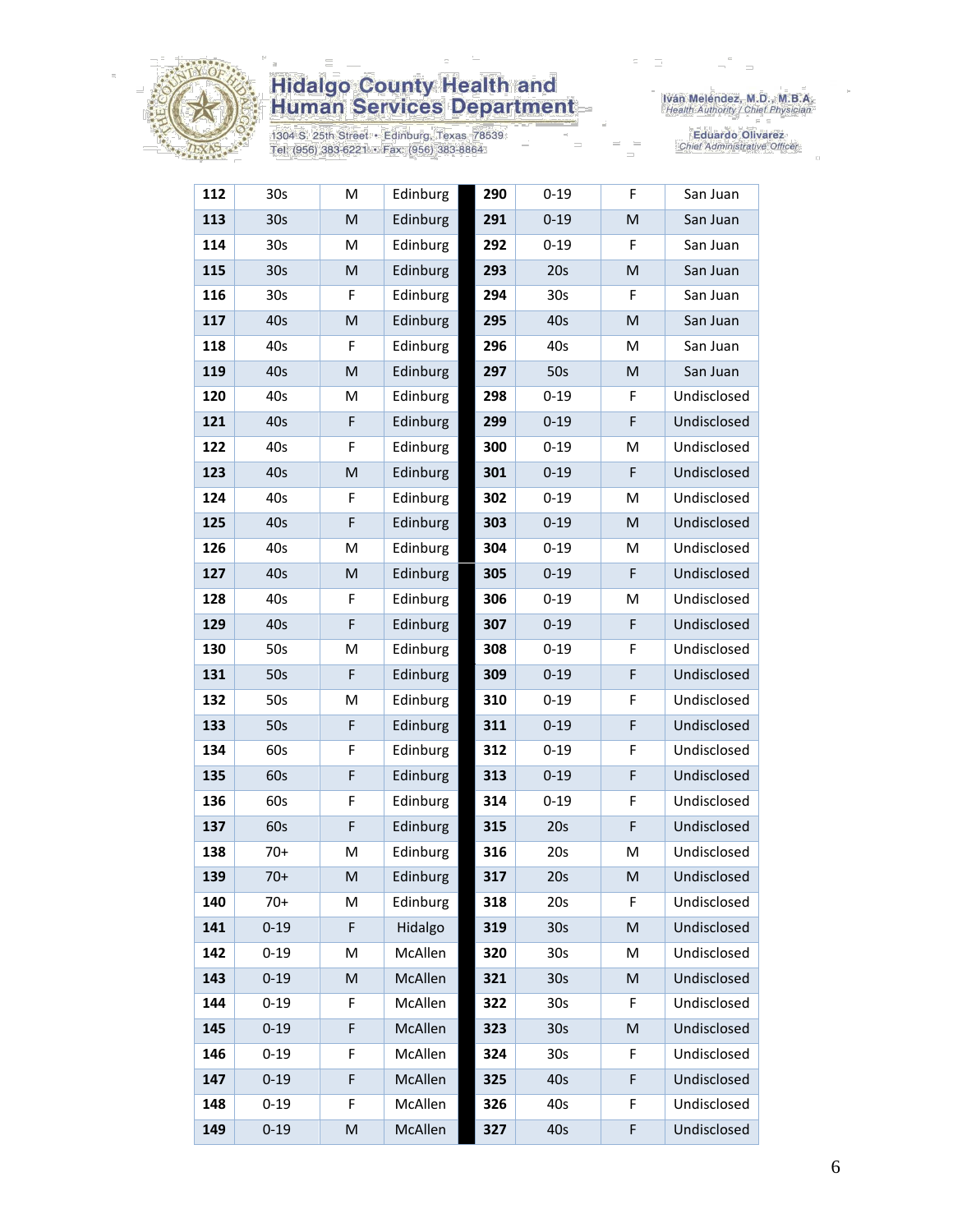# Hidalgo County Health and Human Services Department

1304 S. 25th Street • Edinburg, Texas 78539
Tel: (956) 383-6221 • Fax: (956) 383-8864

Iván Meléndez, M.D., M.B.A.
Health Authority / Chief Physician

Eduardo Olivarez
Chief Administrative Officer

| | | | | | | | |
|---|---|---|---|---|---|---|---|
| **112** | 30s | M | Edinburg | **290** | 0-19 | F | San Juan |
| **113** | 30s | M | Edinburg | **291** | 0-19 | M | San Juan |
| **114** | 30s | M | Edinburg | **292** | 0-19 | F | San Juan |
| **115** | 30s | M | Edinburg | **293** | 20s | M | San Juan |
| **116** | 30s | F | Edinburg | **294** | 30s | F | San Juan |
| **117** | 40s | M | Edinburg | **295** | 40s | M | San Juan |
| **118** | 40s | F | Edinburg | **296** | 40s | M | San Juan |
| **119** | 40s | M | Edinburg | **297** | 50s | M | San Juan |
| **120** | 40s | M | Edinburg | **298** | 0-19 | F | Undisclosed |
| **121** | 40s | F | Edinburg | **299** | 0-19 | F | Undisclosed |
| **122** | 40s | F | Edinburg | **300** | 0-19 | M | Undisclosed |
| **123** | 40s | M | Edinburg | **301** | 0-19 | F | Undisclosed |
| **124** | 40s | F | Edinburg | **302** | 0-19 | M | Undisclosed |
| **125** | 40s | F | Edinburg | **303** | 0-19 | M | Undisclosed |
| **126** | 40s | M | Edinburg | **304** | 0-19 | M | Undisclosed |
| **127** | 40s | M | Edinburg | **305** | 0-19 | F | Undisclosed |
| **128** | 40s | F | Edinburg | **306** | 0-19 | M | Undisclosed |
| **129** | 40s | F | Edinburg | **307** | 0-19 | F | Undisclosed |
| **130** | 50s | M | Edinburg | **308** | 0-19 | F | Undisclosed |
| **131** | 50s | F | Edinburg | **309** | 0-19 | F | Undisclosed |
| **132** | 50s | M | Edinburg | **310** | 0-19 | F | Undisclosed |
| **133** | 50s | F | Edinburg | **311** | 0-19 | F | Undisclosed |
| **134** | 60s | F | Edinburg | **312** | 0-19 | F | Undisclosed |
| **135** | 60s | F | Edinburg | **313** | 0-19 | F | Undisclosed |
| **136** | 60s | F | Edinburg | **314** | 0-19 | F | Undisclosed |
| **137** | 60s | F | Edinburg | **315** | 20s | F | Undisclosed |
| **138** | 70+ | M | Edinburg | **316** | 20s | M | Undisclosed |
| **139** | 70+ | M | Edinburg | **317** | 20s | M | Undisclosed |
| **140** | 70+ | M | Edinburg | **318** | 20s | F | Undisclosed |
| **141** | 0-19 | F | Hidalgo | **319** | 30s | M | Undisclosed |
| **142** | 0-19 | M | McAllen | **320** | 30s | M | Undisclosed |
| **143** | 0-19 | M | McAllen | **321** | 30s | M | Undisclosed |
| **144** | 0-19 | F | McAllen | **322** | 30s | F | Undisclosed |
| **145** | 0-19 | F | McAllen | **323** | 30s | M | Undisclosed |
| **146** | 0-19 | F | McAllen | **324** | 30s | F | Undisclosed |
| **147** | 0-19 | F | McAllen | **325** | 40s | F | Undisclosed |
| **148** | 0-19 | F | McAllen | **326** | 40s | F | Undisclosed |
| **149** | 0-19 | M | McAllen | **327** | 40s | F | Undisclosed |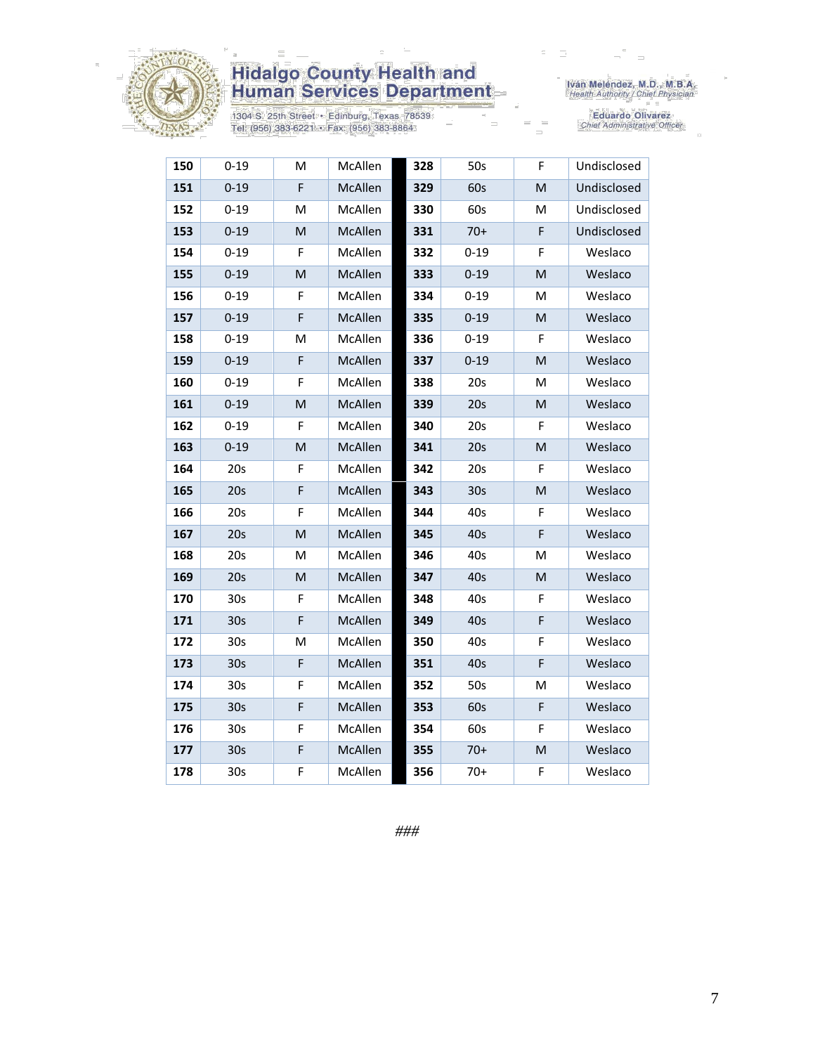| | | | | | | | | |
|---|---|---|---|---|---|---|---|---|
| **150** | 0-19 | M | McAllen | | **328** | 50s | F | Undisclosed |
| **151** | 0-19 | F | McAllen | | **329** | 60s | M | Undisclosed |
| **152** | 0-19 | M | McAllen | | **330** | 60s | M | Undisclosed |
| **153** | 0-19 | M | McAllen | | **331** | 70+ | F | Undisclosed |
| **154** | 0-19 | F | McAllen | | **332** | 0-19 | F | Weslaco |
| **155** | 0-19 | M | McAllen | | **333** | 0-19 | M | Weslaco |
| **156** | 0-19 | F | McAllen | | **334** | 0-19 | M | Weslaco |
| **157** | 0-19 | F | McAllen | | **335** | 0-19 | M | Weslaco |
| **158** | 0-19 | M | McAllen | | **336** | 0-19 | F | Weslaco |
| **159** | 0-19 | F | McAllen | | **337** | 0-19 | M | Weslaco |
| **160** | 0-19 | F | McAllen | | **338** | 20s | M | Weslaco |
| **161** | 0-19 | M | McAllen | | **339** | 20s | M | Weslaco |
| **162** | 0-19 | F | McAllen | | **340** | 20s | F | Weslaco |
| **163** | 0-19 | M | McAllen | | **341** | 20s | M | Weslaco |
| **164** | 20s | F | McAllen | | **342** | 20s | F | Weslaco |
| **165** | 20s | F | McAllen | | **343** | 30s | M | Weslaco |
| **166** | 20s | F | McAllen | | **344** | 40s | F | Weslaco |
| **167** | 20s | M | McAllen | | **345** | 40s | F | Weslaco |
| **168** | 20s | M | McAllen | | **346** | 40s | M | Weslaco |
| **169** | 20s | M | McAllen | | **347** | 40s | M | Weslaco |
| **170** | 30s | F | McAllen | | **348** | 40s | F | Weslaco |
| **171** | 30s | F | McAllen | | **349** | 40s | F | Weslaco |
| **172** | 30s | M | McAllen | | **350** | 40s | F | Weslaco |
| **173** | 30s | F | McAllen | | **351** | 40s | F | Weslaco |
| **174** | 30s | F | McAllen | | **352** | 50s | M | Weslaco |
| **175** | 30s | F | McAllen | | **353** | 60s | F | Weslaco |
| **176** | 30s | F | McAllen | | **354** | 60s | F | Weslaco |
| **177** | 30s | F | McAllen | | **355** | 70+ | M | Weslaco |
| **178** | 30s | F | McAllen | | **356** | 70+ | F | Weslaco |

###